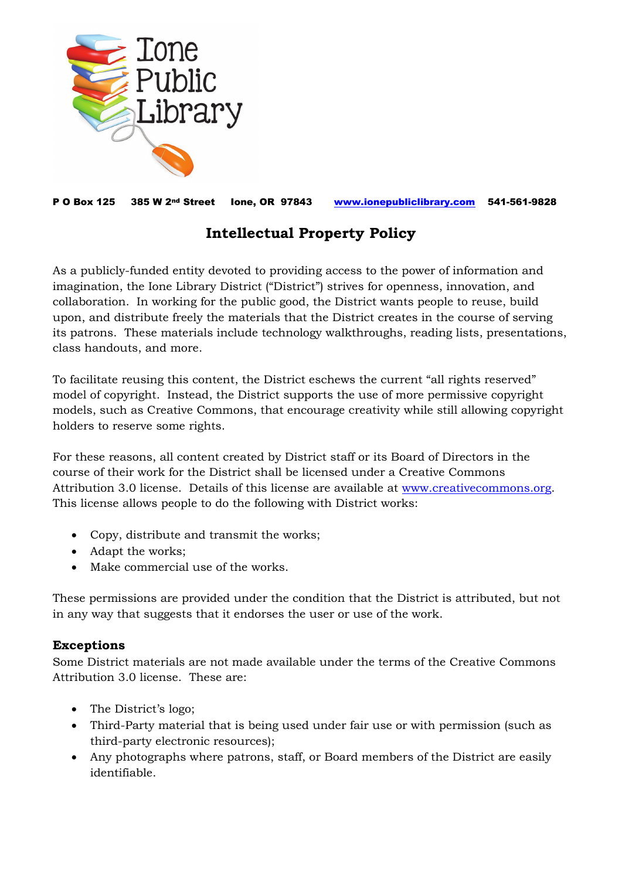Ione Public Library

**P O Box 125 385 W 2nd Street Ione, OR 97843 www.ionepubliclibrary.com 541-561-9828**

# Intellectual Property Policy

As a publicly-funded entity devoted to providing access to the power of information and imagination, the Ione Library District ("District") strives for openness, innovation, and collaboration. In working for the public good, the District wants people to reuse, build upon, and distribute freely the materials that the District creates in the course of serving its patrons. These materials include technology walkthroughs, reading lists, presentations, class handouts, and more.

To facilitate reusing this content, the District eschews the current "all rights reserved" model of copyright. Instead, the District supports the use of more permissive copyright models, such as Creative Commons, that encourage creativity while still allowing copyright holders to reserve some rights.

For these reasons, all content created by District staff or its Board of Directors in the course of their work for the District shall be licensed under a Creative Commons Attribution 3.0 license. Details of this license are available at www.creativecommons.org. This license allows people to do the following with District works:

- Copy, distribute and transmit the works;
- Adapt the works;
- Make commercial use of the works.

These permissions are provided under the condition that the District is attributed, but not in any way that suggests that it endorses the user or use of the work.

### Exceptions

Some District materials are not made available under the terms of the Creative Commons Attribution 3.0 license. These are:

- The District's logo;
- Third-Party material that is being used under fair use or with permission (such as third-party electronic resources);
- Any photographs where patrons, staff, or Board members of the District are easily identifiable.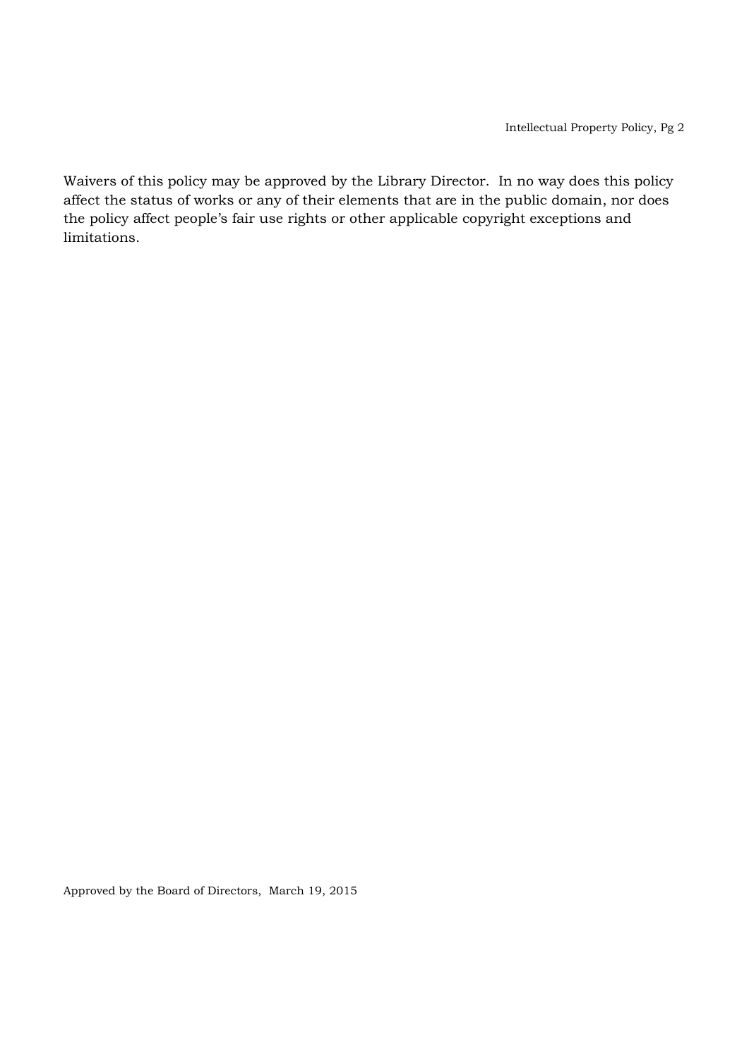Waivers of this policy may be approved by the Library Director. In no way does this policy affect the status of works or any of their elements that are in the public domain, nor does the policy affect people's fair use rights or other applicable copyright exceptions and limitations.

Approved by the Board of Directors, March 19, 2015